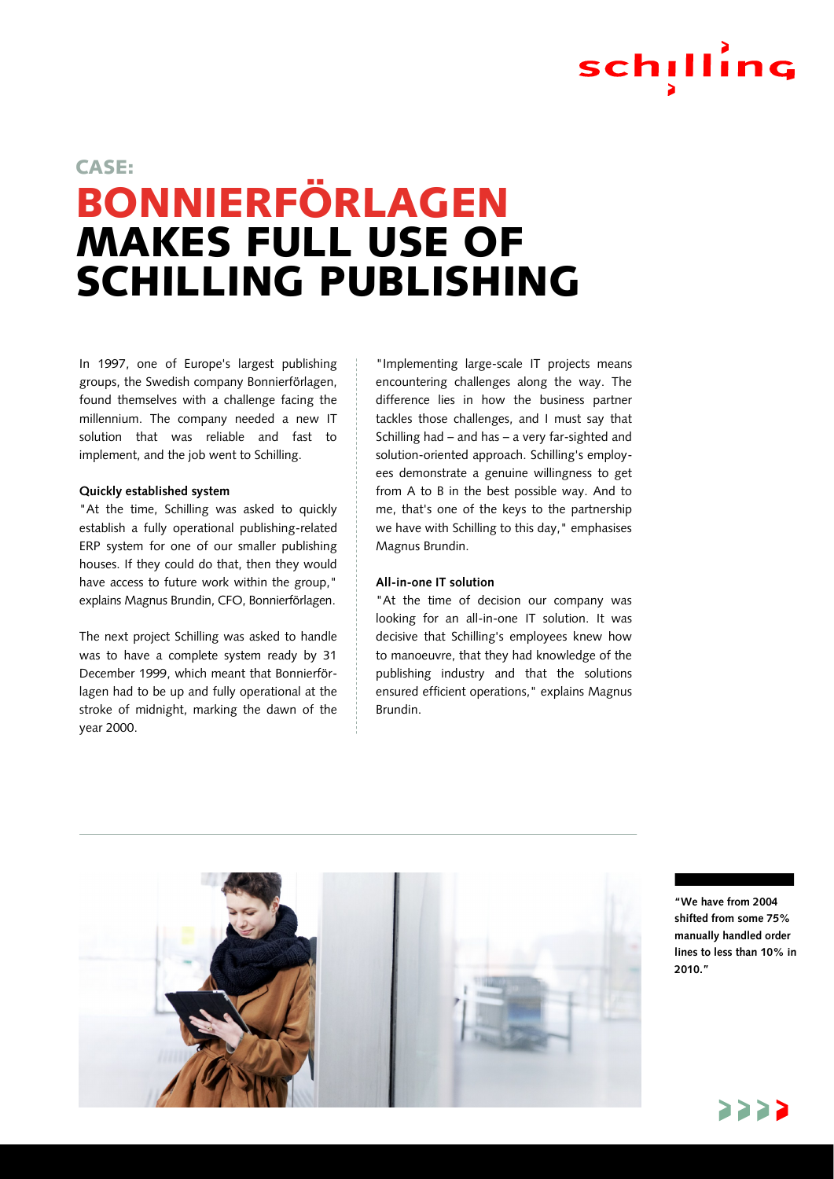CASE:

# BONNIERFÖRLAGEN MAKES FULL USE OF SCHILLING PUBLISHING

In 1997, one of Europe's largest publishing groups, the Swedish company Bonnierförlagen, found themselves with a challenge facing the millennium. The company needed a new IT solution that was reliable and fast to implement, and the job went to Schilling.

**Quickly established system**

"At the time, Schilling was asked to quickly establish a fully operational publishing-related ERP system for one of our smaller publishing houses. If they could do that, then they would have access to future work within the group," explains Magnus Brundin, CFO, Bonnierförlagen.

The next project Schilling was asked to handle was to have a complete system ready by 31 December 1999, which meant that Bonnierförlagen had to be up and fully operational at the stroke of midnight, marking the dawn of the year 2000.

"Implementing large-scale IT projects means encountering challenges along the way. The difference lies in how the business partner tackles those challenges, and I must say that Schilling had – and has – a very far-sighted and solution-oriented approach. Schilling's employees demonstrate a genuine willingness to get from A to B in the best possible way. And to me, that's one of the keys to the partnership we have with Schilling to this day," emphasises Magnus Brundin.

**All-in-one IT solution**

"At the time of decision our company was looking for an all-in-one IT solution. It was decisive that Schilling's employees knew how to manoeuvre, that they had knowledge of the publishing industry and that the solutions ensured efficient operations," explains Magnus Brundin.

**"We have from 2004 shifted from some 75% manually handled order lines to less than 10% in 2010."**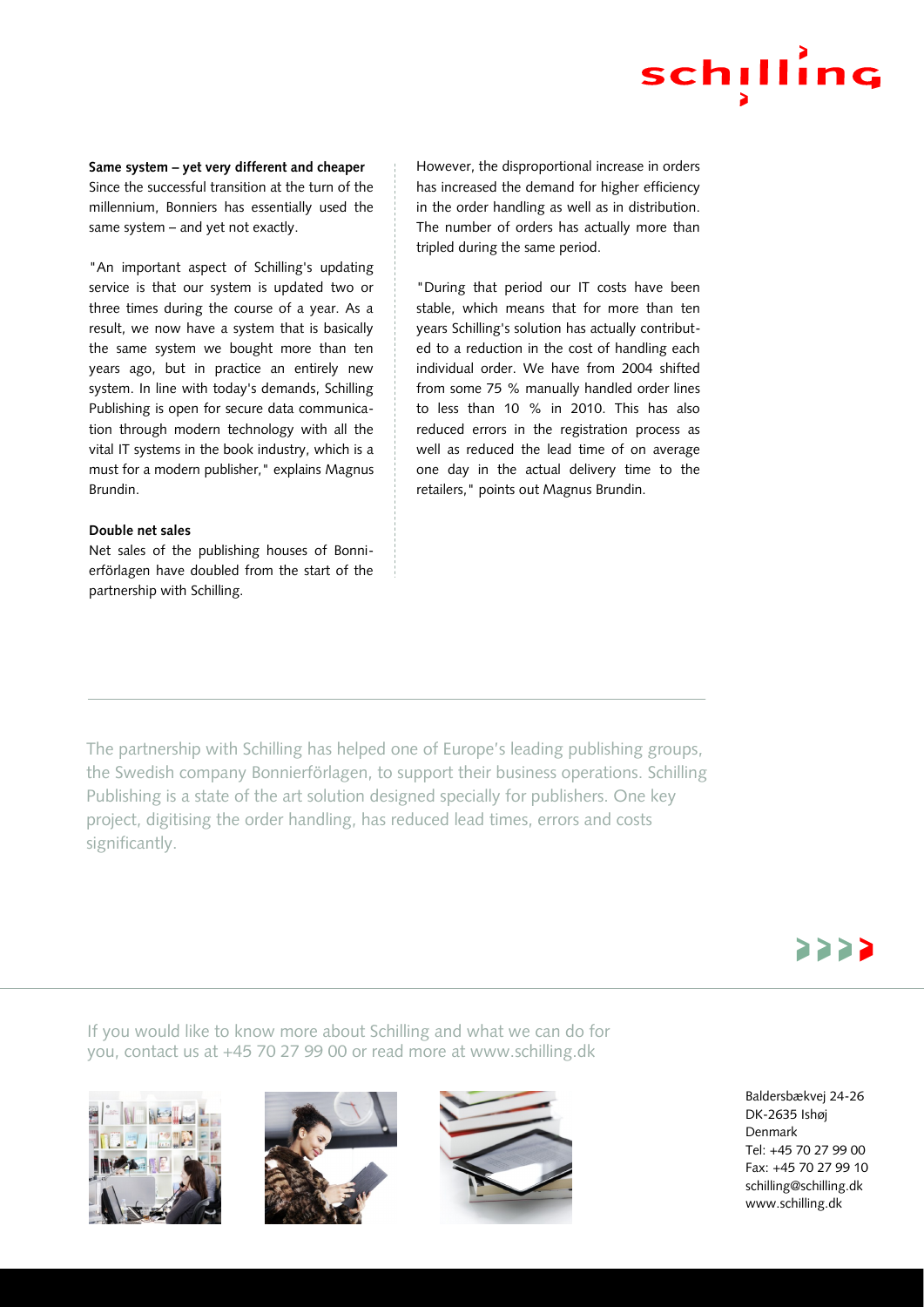**Same system – yet very different and cheaper**

Since the successful transition at the turn of the millennium, Bonniers has essentially used the same system – and yet not exactly.

"An important aspect of Schilling's updating service is that our system is updated two or three times during the course of a year. As a result, we now have a system that is basically the same system we bought more than ten years ago, but in practice an entirely new system. In line with today's demands, Schilling Publishing is open for secure data communication through modern technology with all the vital IT systems in the book industry, which is a must for a modern publisher," explains Magnus Brundin.

**Double net sales**

Net sales of the publishing houses of Bonnierförlagen have doubled from the start of the partnership with Schilling.

However, the disproportional increase in orders has increased the demand for higher efficiency in the order handling as well as in distribution. The number of orders has actually more than tripled during the same period.

"During that period our IT costs have been stable, which means that for more than ten years Schilling's solution has actually contributed to a reduction in the cost of handling each individual order. We have from 2004 shifted from some 75 % manually handled order lines to less than 10 % in 2010. This has also reduced errors in the registration process as well as reduced the lead time of on average one day in the actual delivery time to the retailers," points out Magnus Brundin.

The partnership with Schilling has helped one of Europe's leading publishing groups, the Swedish company Bonnierförlagen, to support their business operations. Schilling Publishing is a state of the art solution designed specially for publishers. One key project, digitising the order handling, has reduced lead times, errors and costs significantly.

If you would like to know more about Schilling and what we can do for you, contact us at +45 70 27 99 00 or read more at www.schilling.dk

Baldersbækvej 24-26
DK-2635 Ishøj
Denmark
Tel: +45 70 27 99 00
Fax: +45 70 27 99 10
schilling@schilling.dk
www.schilling.dk